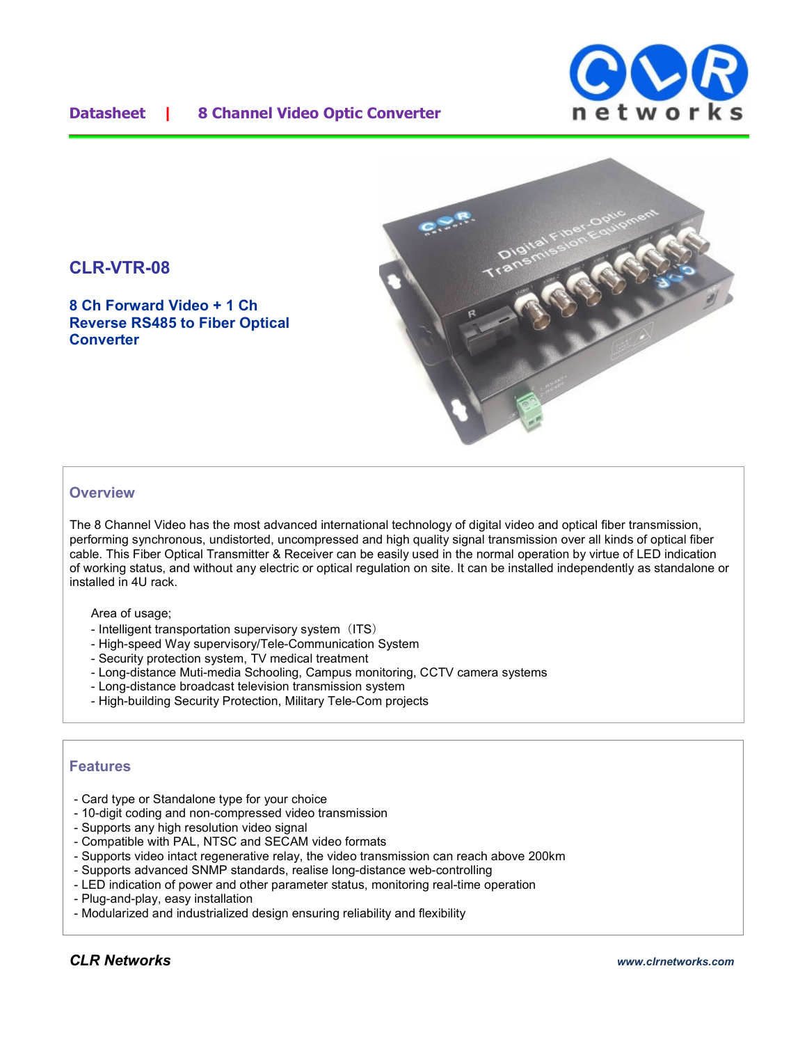**Datasheet | 8 Channel Video Optic Converter**

# CLR-VTR-08

## 8 Ch Forward Video + 1 Ch Reverse RS485 to Fiber Optical Converter

## Overview

The 8 Channel Video has the most advanced international technology of digital video and optical fiber transmission, performing synchronous, undistorted, uncompressed and high quality signal transmission over all kinds of optical fiber cable. This Fiber Optical Transmitter & Receiver can be easily used in the normal operation by virtue of LED indication of working status, and without any electric or optical regulation on site. It can be installed independently as standalone or installed in 4U rack.

Area of usage;

- Intelligent transportation supervisory system（ITS）
- High-speed Way supervisory/Tele-Communication System
- Security protection system, TV medical treatment
- Long-distance Muti-media Schooling, Campus monitoring, CCTV camera systems
- Long-distance broadcast television transmission system
- High-building Security Protection, Military Tele-Com projects

## Features

- Card type or Standalone type for your choice
- 10-digit coding and non-compressed video transmission
- Supports any high resolution video signal
- Compatible with PAL, NTSC and SECAM video formats
- Supports video intact regenerative relay, the video transmission can reach above 200km
- Supports advanced SNMP standards, realise long-distance web-controlling
- LED indication of power and other parameter status, monitoring real-time operation
- Plug-and-play, easy installation
- Modularized and industrialized design ensuring reliability and flexibility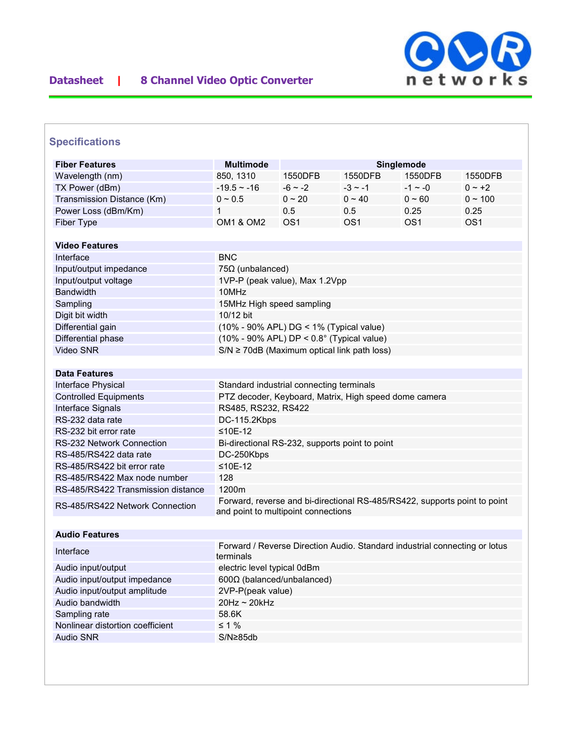## Specifications

| Fiber Features | Multimode | Singlemode | | | |
|---|---|---|---|---|---|
| Wavelength (nm) | 850, 1310 | 1550DFB | 1550DFB | 1550DFB | 1550DFB |
| TX Power (dBm) | -19.5 ~ -16 | -6 ~ -2 | -3 ~ -1 | -1 ~ -0 | 0 ~ +2 |
| Transmission Distance (Km) | 0 ~ 0.5 | 0 ~ 20 | 0 ~ 40 | 0 ~ 60 | 0 ~ 100 |
| Power Loss (dBm/Km) | 1 | 0.5 | 0.5 | 0.25 | 0.25 |
| Fiber Type | OM1 & OM2 | OS1 | OS1 | OS1 | OS1 |

| Video Features | |
|---|---|
| Interface | BNC |
| Input/output impedance | 75Ω (unbalanced) |
| Input/output voltage | 1VP-P (peak value), Max 1.2Vpp |
| Bandwidth | 10MHz |
| Sampling | 15MHz High speed sampling |
| Digit bit width | 10/12 bit |
| Differential gain | (10% - 90% APL) DG < 1% (Typical value) |
| Differential phase | (10% - 90% APL) DP < 0.8° (Typical value) |
| Video SNR | S/N ≥ 70dB (Maximum optical link path loss) |

| Data Features | |
|---|---|
| Interface Physical | Standard industrial connecting terminals |
| Controlled Equipments | PTZ decoder, Keyboard, Matrix, High speed dome camera |
| Interface Signals | RS485, RS232, RS422 |
| RS-232 data rate | DC-115.2Kbps |
| RS-232 bit error rate | ≤10E-12 |
| RS-232 Network Connection | Bi-directional RS-232, supports point to point |
| RS-485/RS422 data rate | DC-250Kbps |
| RS-485/RS422 bit error rate | ≤10E-12 |
| RS-485/RS422 Max node number | 128 |
| RS-485/RS422 Transmission distance | 1200m |
| RS-485/RS422 Network Connection | Forward, reverse and bi-directional RS-485/RS422, supports point to point and point to multipoint connections |

| Audio Features | |
|---|---|
| Interface | Forward / Reverse Direction Audio. Standard industrial connecting or lotus terminals |
| Audio input/output | electric level typical 0dBm |
| Audio input/output impedance | 600Ω (balanced/unbalanced) |
| Audio input/output amplitude | 2VP-P(peak value) |
| Audio bandwidth | 20Hz ~ 20kHz |
| Sampling rate | 58.6K |
| Nonlinear distortion coefficient | ≤ 1 % |
| Audio SNR | S/N≥85db |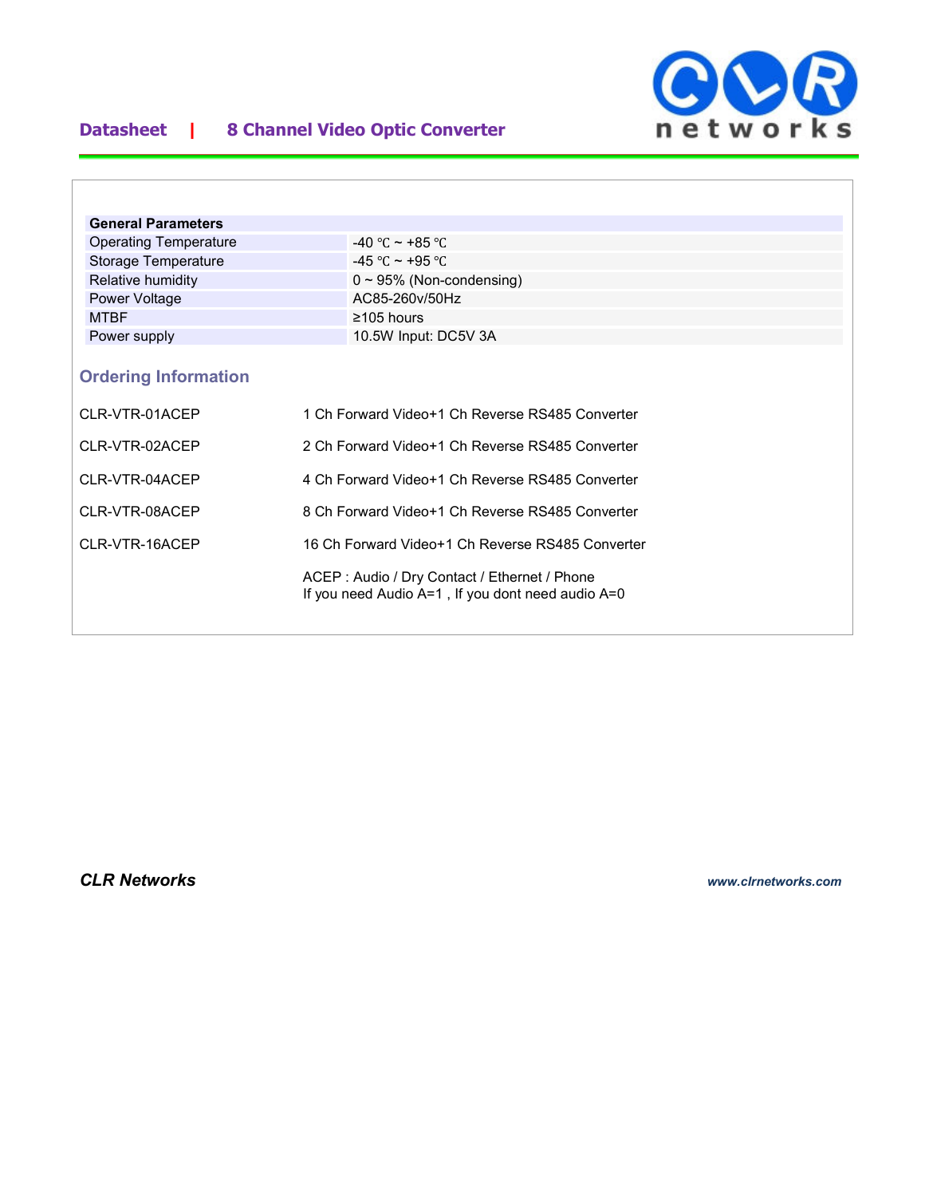| General Parameters | |
|---|---|
| Operating Temperature | -40 ℃ ~ +85 ℃ |
| Storage Temperature | -45 ℃ ~ +95 ℃ |
| Relative humidity | 0 ~ 95% (Non-condensing) |
| Power Voltage | AC85-260v/50Hz |
| MTBF | ≥105 hours |
| Power supply | 10.5W Input: DC5V 3A |

## Ordering Information

| | |
|---|---|
| CLR-VTR-01ACEP | 1 Ch Forward Video+1 Ch Reverse RS485 Converter |
| CLR-VTR-02ACEP | 2 Ch Forward Video+1 Ch Reverse RS485 Converter |
| CLR-VTR-04ACEP | 4 Ch Forward Video+1 Ch Reverse RS485 Converter |
| CLR-VTR-08ACEP | 8 Ch Forward Video+1 Ch Reverse RS485 Converter |
| CLR-VTR-16ACEP | 16 Ch Forward Video+1 Ch Reverse RS485 Converter |

ACEP : Audio / Dry Contact / Ethernet / Phone
If you need Audio A=1 , If you dont need audio A=0